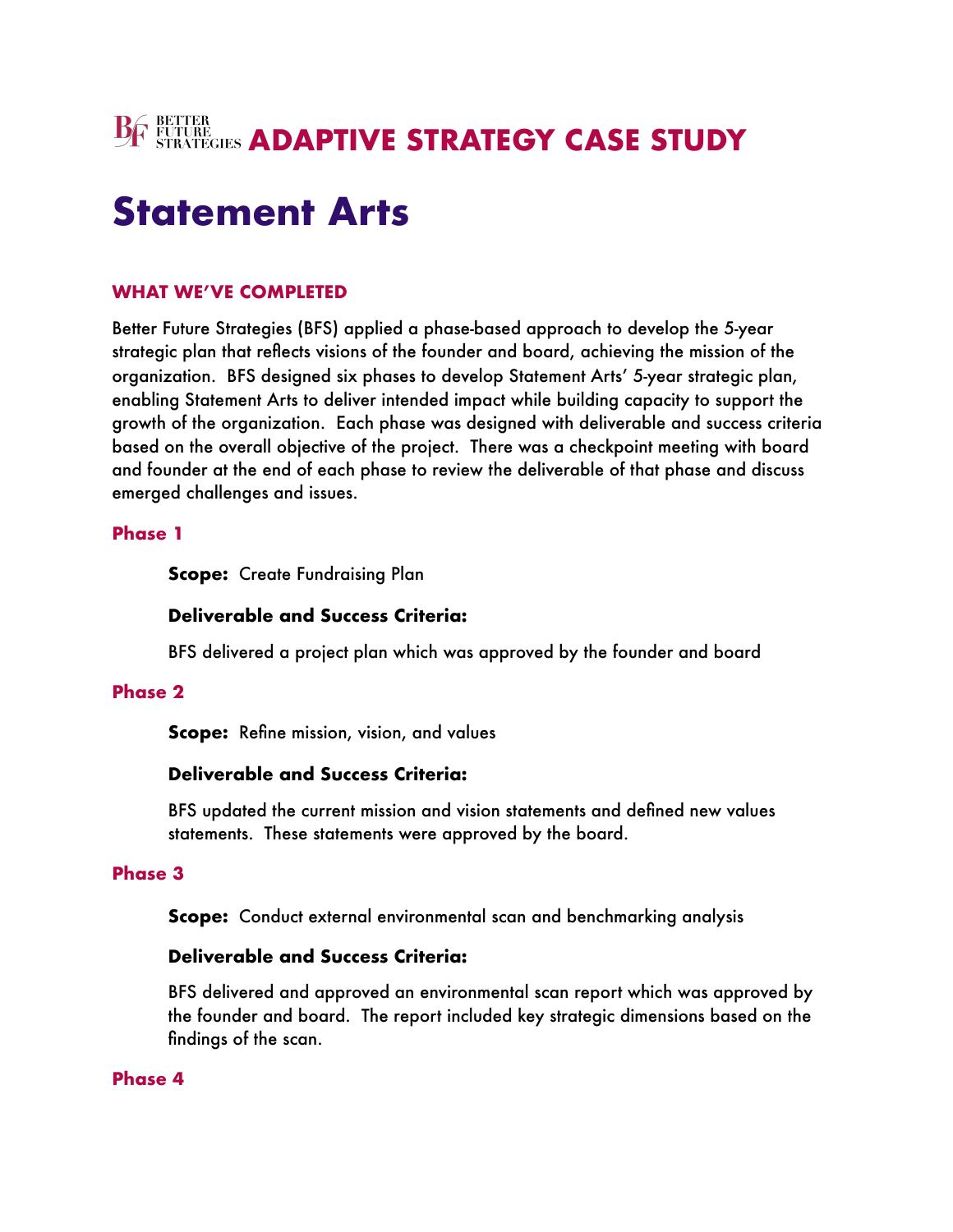# BETTER FUTURE STRATEGIES ADAPTIVE STRATEGY CASE STUDY

# Statement Arts

## WHAT WE'VE COMPLETED

Better Future Strategies (BFS) applied a phase-based approach to develop the 5-year strategic plan that reflects visions of the founder and board, achieving the mission of the organization. BFS designed six phases to develop Statement Arts' 5-year strategic plan, enabling Statement Arts to deliver intended impact while building capacity to support the growth of the organization. Each phase was designed with deliverable and success criteria based on the overall objective of the project. There was a checkpoint meeting with board and founder at the end of each phase to review the deliverable of that phase and discuss emerged challenges and issues.

### Phase 1

**Scope:** Create Fundraising Plan

**Deliverable and Success Criteria:**

BFS delivered a project plan which was approved by the founder and board

### Phase 2

**Scope:** Refine mission, vision, and values

**Deliverable and Success Criteria:**

BFS updated the current mission and vision statements and defined new values statements. These statements were approved by the board.

### Phase 3

**Scope:** Conduct external environmental scan and benchmarking analysis

**Deliverable and Success Criteria:**

BFS delivered and approved an environmental scan report which was approved by the founder and board. The report included key strategic dimensions based on the findings of the scan.

### Phase 4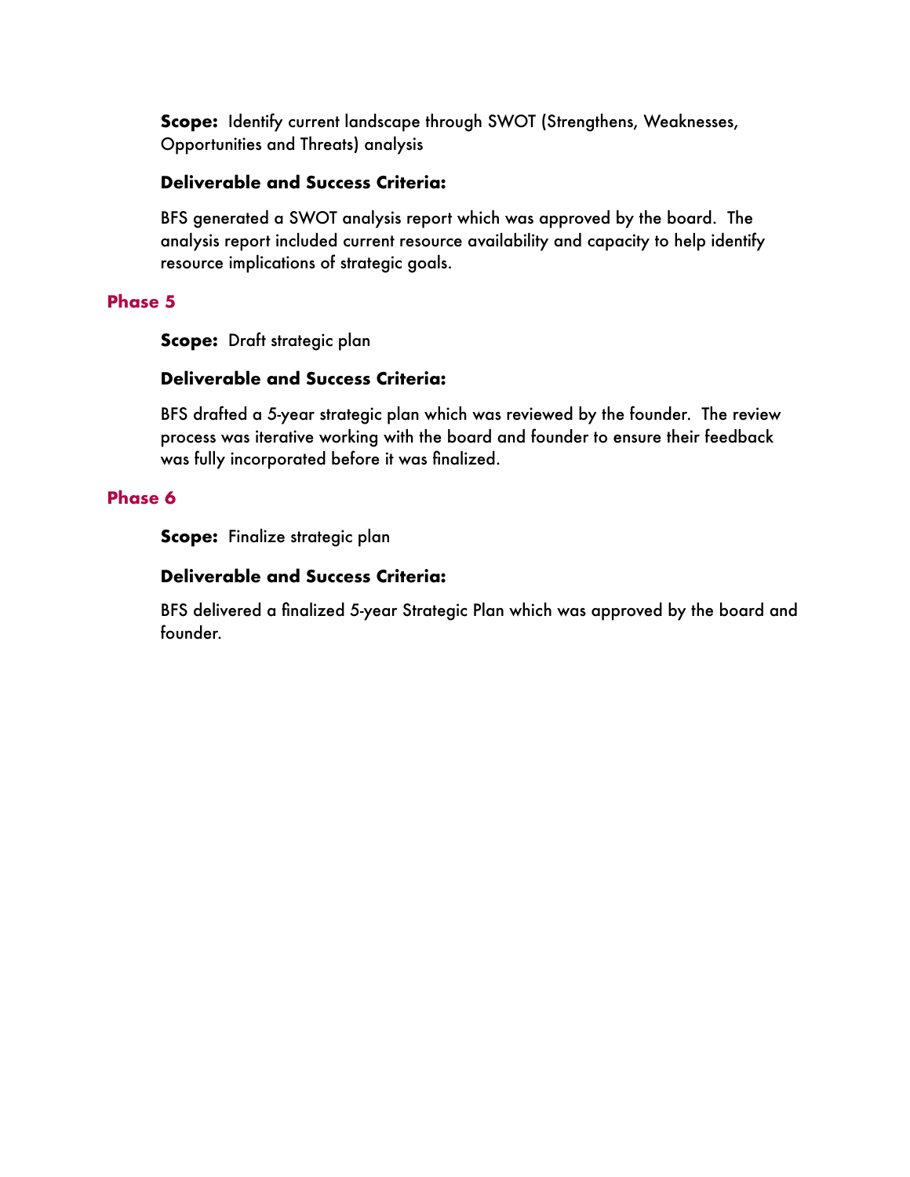**Scope:** Identify current landscape through SWOT (Strengthens, Weaknesses, Opportunities and Threats) analysis

**Deliverable and Success Criteria:**

BFS generated a SWOT analysis report which was approved by the board. The analysis report included current resource availability and capacity to help identify resource implications of strategic goals.

## Phase 5

**Scope:** Draft strategic plan

**Deliverable and Success Criteria:**

BFS drafted a 5-year strategic plan which was reviewed by the founder. The review process was iterative working with the board and founder to ensure their feedback was fully incorporated before it was finalized.

## Phase 6

**Scope:** Finalize strategic plan

**Deliverable and Success Criteria:**

BFS delivered a finalized 5-year Strategic Plan which was approved by the board and founder.